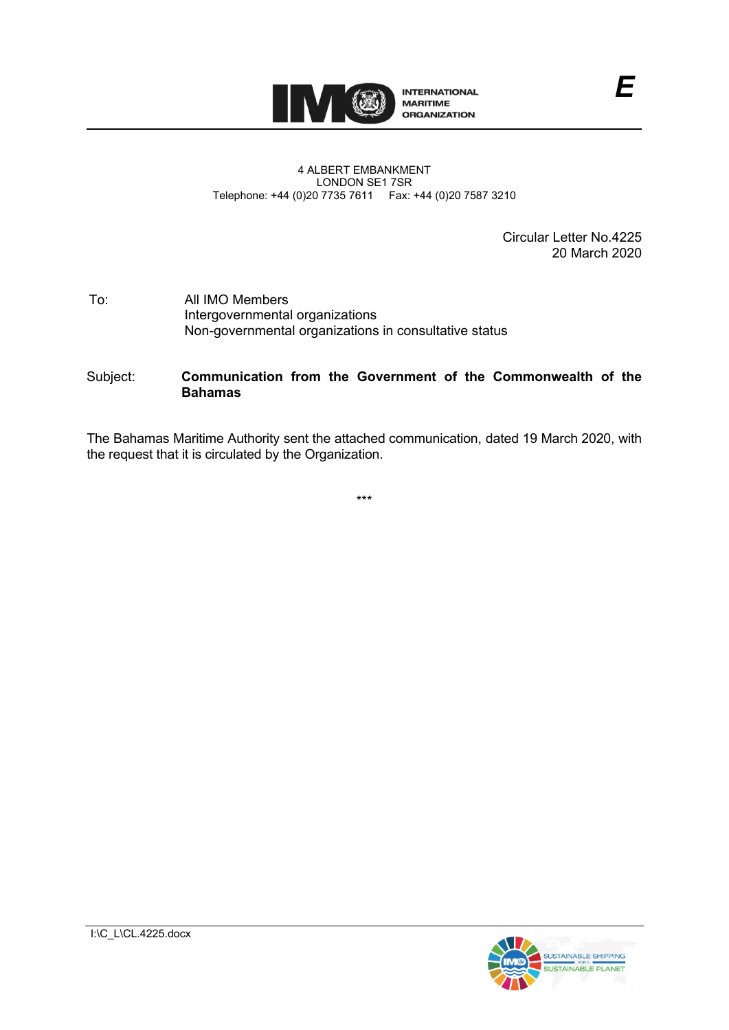INTERNATIONAL MARITIME ORGANIZATION

E

4 ALBERT EMBANKMENT
LONDON SE1 7SR
Telephone: +44 (0)20 7735 7611 Fax: +44 (0)20 7587 3210

Circular Letter No.4225
20 March 2020

To: All IMO Members
Intergovernmental organizations
Non-governmental organizations in consultative status

Subject: **Communication from the Government of the Commonwealth of the Bahamas**

The Bahamas Maritime Authority sent the attached communication, dated 19 March 2020, with the request that it is circulated by the Organization.

\*\*\*

I:\C_L\CL.4225.docx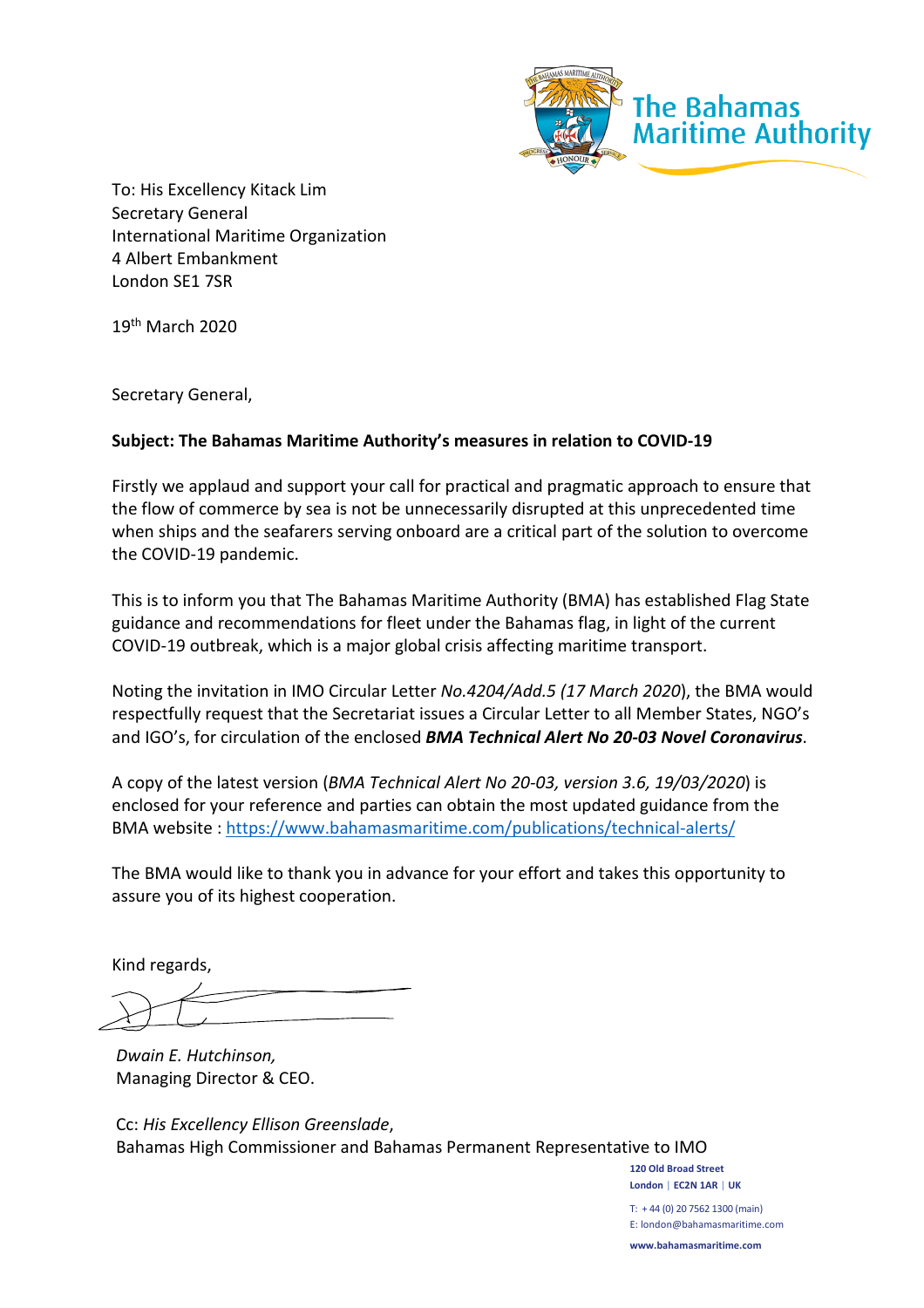The Bahamas Maritime Authority

To: His Excellency Kitack Lim
Secretary General
International Maritime Organization
4 Albert Embankment
London SE1 7SR

19th March 2020

Secretary General,

**Subject: The Bahamas Maritime Authority's measures in relation to COVID-19**

Firstly we applaud and support your call for practical and pragmatic approach to ensure that the flow of commerce by sea is not be unnecessarily disrupted at this unprecedented time when ships and the seafarers serving onboard are a critical part of the solution to overcome the COVID-19 pandemic.

This is to inform you that The Bahamas Maritime Authority (BMA) has established Flag State guidance and recommendations for fleet under the Bahamas flag, in light of the current COVID-19 outbreak, which is a major global crisis affecting maritime transport.

Noting the invitation in IMO Circular Letter *No.4204/Add.5 (17 March 2020*), the BMA would respectfully request that the Secretariat issues a Circular Letter to all Member States, NGO's and IGO's, for circulation of the enclosed ***BMA Technical Alert No 20-03 Novel Coronavirus***.

A copy of the latest version (*BMA Technical Alert No 20-03, version 3.6, 19/03/2020*) is enclosed for your reference and parties can obtain the most updated guidance from the BMA website : https://www.bahamasmaritime.com/publications/technical-alerts/

The BMA would like to thank you in advance for your effort and takes this opportunity to assure you of its highest cooperation.

Kind regards,

*Dwain E. Hutchinson,*
Managing Director & CEO.

Cc: *His Excellency Ellison Greenslade*,
Bahamas High Commissioner and Bahamas Permanent Representative to IMO

**120 Old Broad Street**
**London | EC2N 1AR | UK**

T: +44 (0) 20 7562 1300 (main)
E: london@bahamasmaritime.com

**www.bahamasmaritime.com**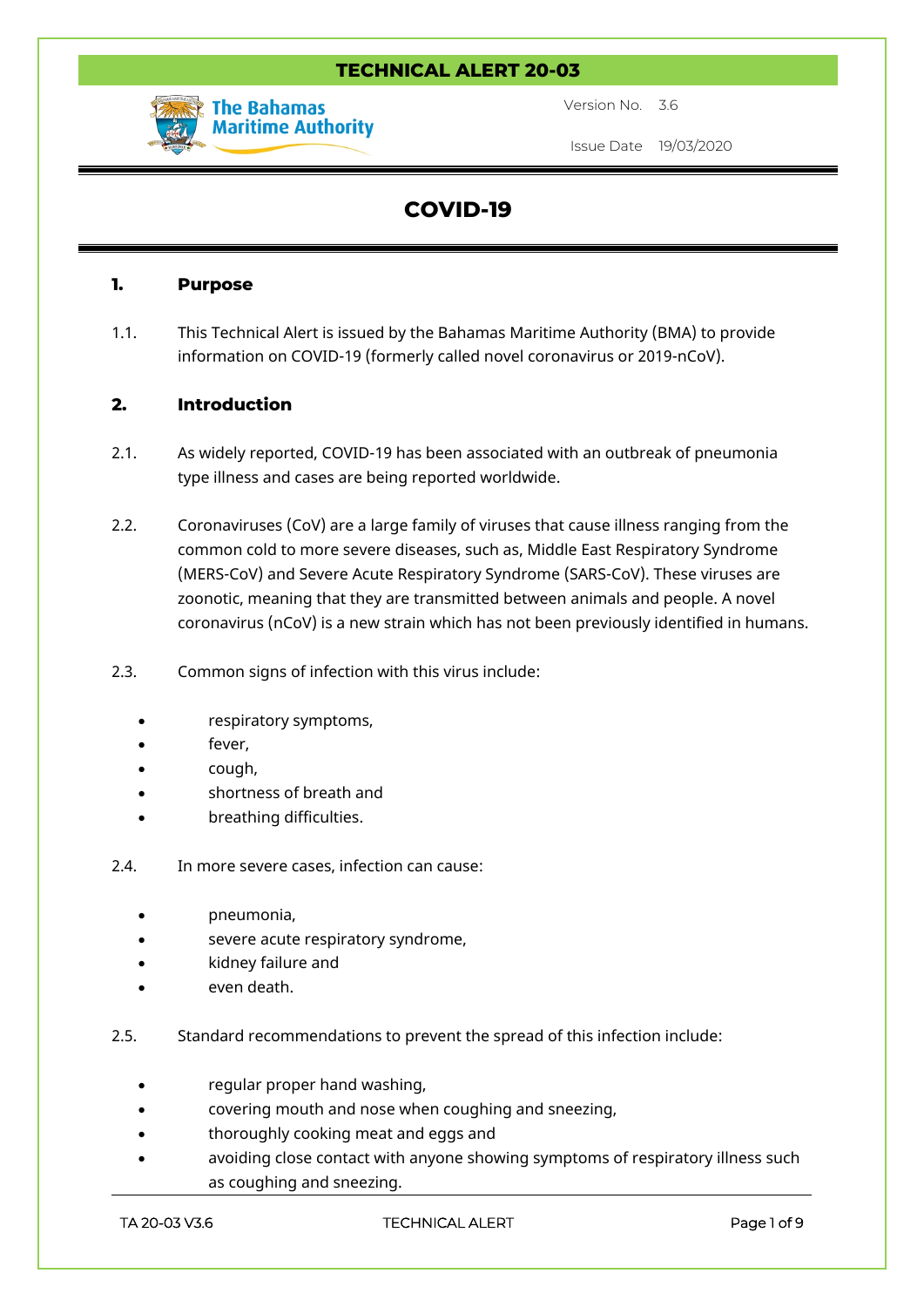# TECHNICAL ALERT 20-03

The Bahamas Maritime Authority

Version No. 3.6

Issue Date 19/03/2020

# COVID-19

## 1. Purpose

1.1. This Technical Alert is issued by the Bahamas Maritime Authority (BMA) to provide information on COVID-19 (formerly called novel coronavirus or 2019-nCoV).

## 2. Introduction

2.1. As widely reported, COVID-19 has been associated with an outbreak of pneumonia type illness and cases are being reported worldwide.

2.2. Coronaviruses (CoV) are a large family of viruses that cause illness ranging from the common cold to more severe diseases, such as, Middle East Respiratory Syndrome (MERS-CoV) and Severe Acute Respiratory Syndrome (SARS-CoV). These viruses are zoonotic, meaning that they are transmitted between animals and people. A novel coronavirus (nCoV) is a new strain which has not been previously identified in humans.

2.3. Common signs of infection with this virus include:

- respiratory symptoms,
- fever,
- cough,
- shortness of breath and
- breathing difficulties.

2.4. In more severe cases, infection can cause:

- pneumonia,
- severe acute respiratory syndrome,
- kidney failure and
- even death.

2.5. Standard recommendations to prevent the spread of this infection include:

- regular proper hand washing,
- covering mouth and nose when coughing and sneezing,
- thoroughly cooking meat and eggs and
- avoiding close contact with anyone showing symptoms of respiratory illness such as coughing and sneezing.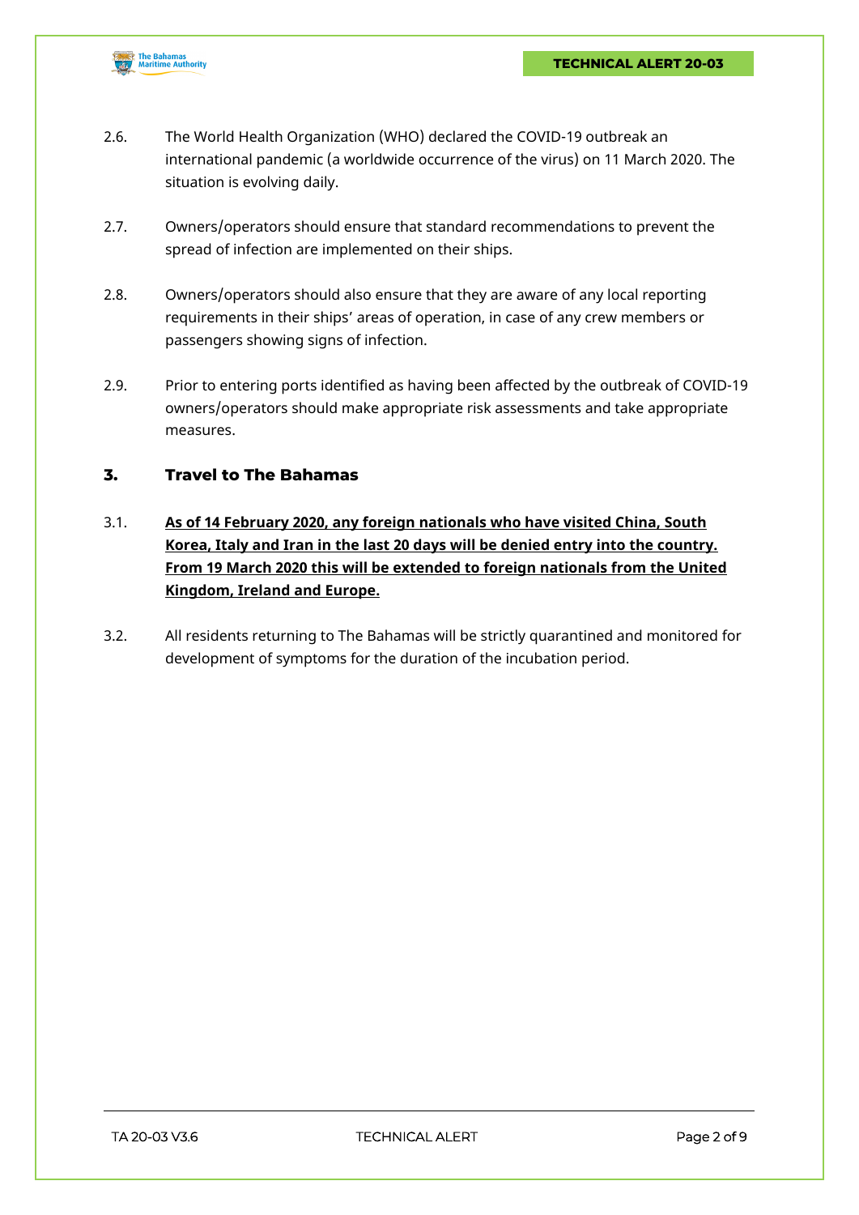2.6. The World Health Organization (WHO) declared the COVID-19 outbreak an international pandemic (a worldwide occurrence of the virus) on 11 March 2020. The situation is evolving daily.

2.7. Owners/operators should ensure that standard recommendations to prevent the spread of infection are implemented on their ships.

2.8. Owners/operators should also ensure that they are aware of any local reporting requirements in their ships' areas of operation, in case of any crew members or passengers showing signs of infection.

2.9. Prior to entering ports identified as having been affected by the outbreak of COVID-19 owners/operators should make appropriate risk assessments and take appropriate measures.

## 3. Travel to The Bahamas

3.1. **As of 14 February 2020, any foreign nationals who have visited China, South Korea, Italy and Iran in the last 20 days will be denied entry into the country. From 19 March 2020 this will be extended to foreign nationals from the United Kingdom, Ireland and Europe.**

3.2. All residents returning to The Bahamas will be strictly quarantined and monitored for development of symptoms for the duration of the incubation period.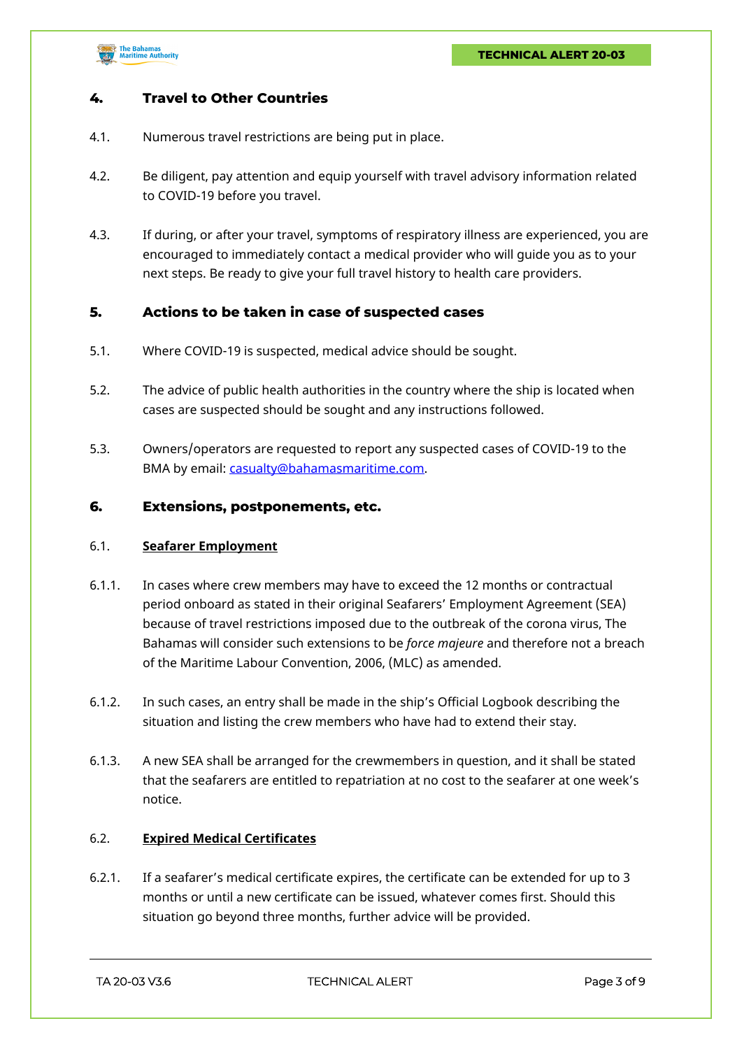## 4. Travel to Other Countries

4.1. Numerous travel restrictions are being put in place.

4.2. Be diligent, pay attention and equip yourself with travel advisory information related to COVID-19 before you travel.

4.3. If during, or after your travel, symptoms of respiratory illness are experienced, you are encouraged to immediately contact a medical provider who will guide you as to your next steps. Be ready to give your full travel history to health care providers.

## 5. Actions to be taken in case of suspected cases

5.1. Where COVID-19 is suspected, medical advice should be sought.

5.2. The advice of public health authorities in the country where the ship is located when cases are suspected should be sought and any instructions followed.

5.3. Owners/operators are requested to report any suspected cases of COVID-19 to the BMA by email: casualty@bahamasmaritime.com.

## 6. Extensions, postponements, etc.

### 6.1. Seafarer Employment

6.1.1. In cases where crew members may have to exceed the 12 months or contractual period onboard as stated in their original Seafarers' Employment Agreement (SEA) because of travel restrictions imposed due to the outbreak of the corona virus, The Bahamas will consider such extensions to be *force majeure* and therefore not a breach of the Maritime Labour Convention, 2006, (MLC) as amended.

6.1.2. In such cases, an entry shall be made in the ship's Official Logbook describing the situation and listing the crew members who have had to extend their stay.

6.1.3. A new SEA shall be arranged for the crewmembers in question, and it shall be stated that the seafarers are entitled to repatriation at no cost to the seafarer at one week's notice.

### 6.2. Expired Medical Certificates

6.2.1. If a seafarer's medical certificate expires, the certificate can be extended for up to 3 months or until a new certificate can be issued, whatever comes first. Should this situation go beyond three months, further advice will be provided.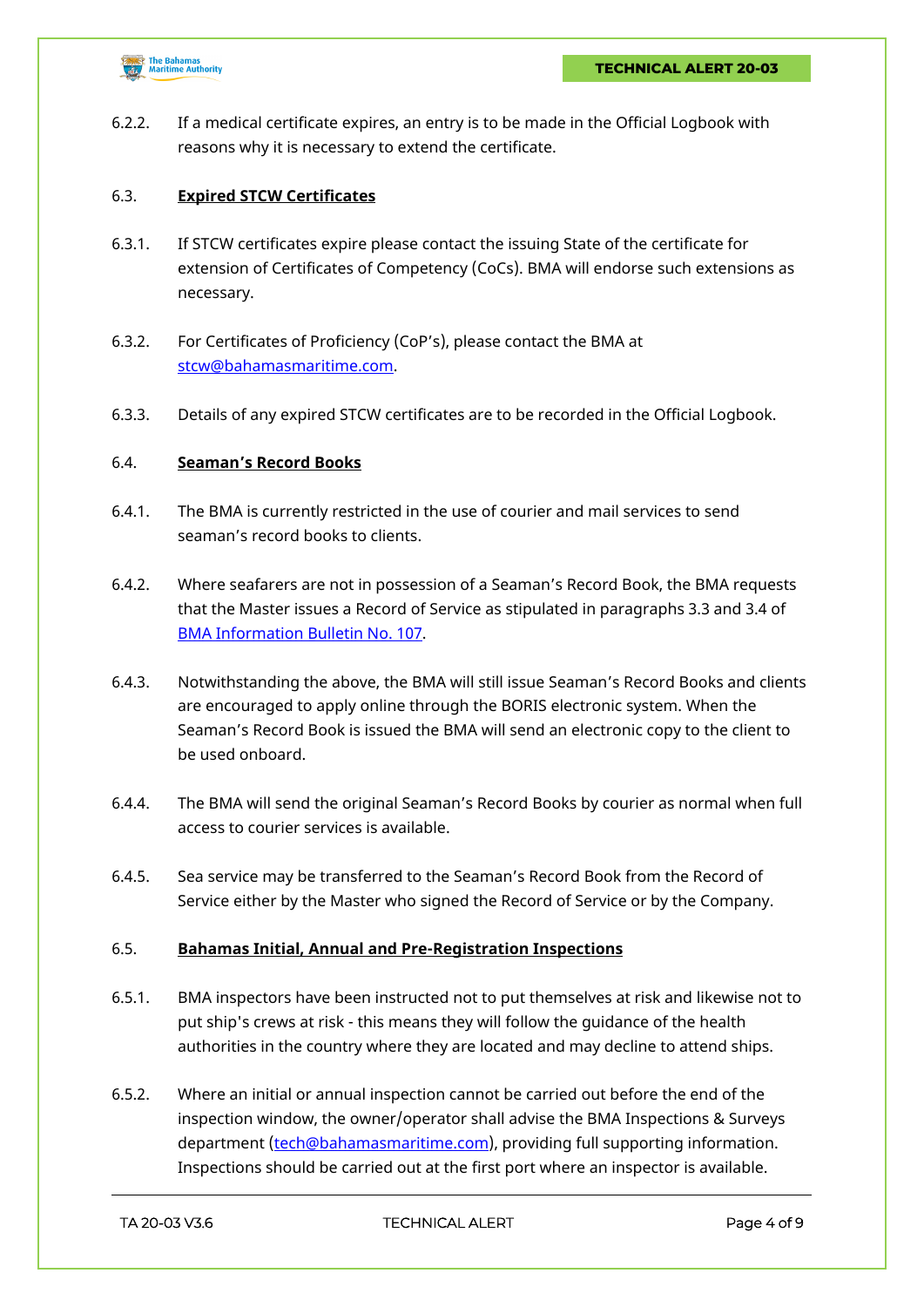6.2.2. If a medical certificate expires, an entry is to be made in the Official Logbook with reasons why it is necessary to extend the certificate.

6.3. **Expired STCW Certificates**

6.3.1. If STCW certificates expire please contact the issuing State of the certificate for extension of Certificates of Competency (CoCs). BMA will endorse such extensions as necessary.

6.3.2. For Certificates of Proficiency (CoP's), please contact the BMA at stcw@bahamasmaritime.com.

6.3.3. Details of any expired STCW certificates are to be recorded in the Official Logbook.

6.4. **Seaman's Record Books**

6.4.1. The BMA is currently restricted in the use of courier and mail services to send seaman's record books to clients.

6.4.2. Where seafarers are not in possession of a Seaman's Record Book, the BMA requests that the Master issues a Record of Service as stipulated in paragraphs 3.3 and 3.4 of BMA Information Bulletin No. 107.

6.4.3. Notwithstanding the above, the BMA will still issue Seaman's Record Books and clients are encouraged to apply online through the BORIS electronic system. When the Seaman's Record Book is issued the BMA will send an electronic copy to the client to be used onboard.

6.4.4. The BMA will send the original Seaman's Record Books by courier as normal when full access to courier services is available.

6.4.5. Sea service may be transferred to the Seaman's Record Book from the Record of Service either by the Master who signed the Record of Service or by the Company.

6.5. **Bahamas Initial, Annual and Pre-Registration Inspections**

6.5.1. BMA inspectors have been instructed not to put themselves at risk and likewise not to put ship's crews at risk - this means they will follow the guidance of the health authorities in the country where they are located and may decline to attend ships.

6.5.2. Where an initial or annual inspection cannot be carried out before the end of the inspection window, the owner/operator shall advise the BMA Inspections & Surveys department (tech@bahamasmaritime.com), providing full supporting information. Inspections should be carried out at the first port where an inspector is available.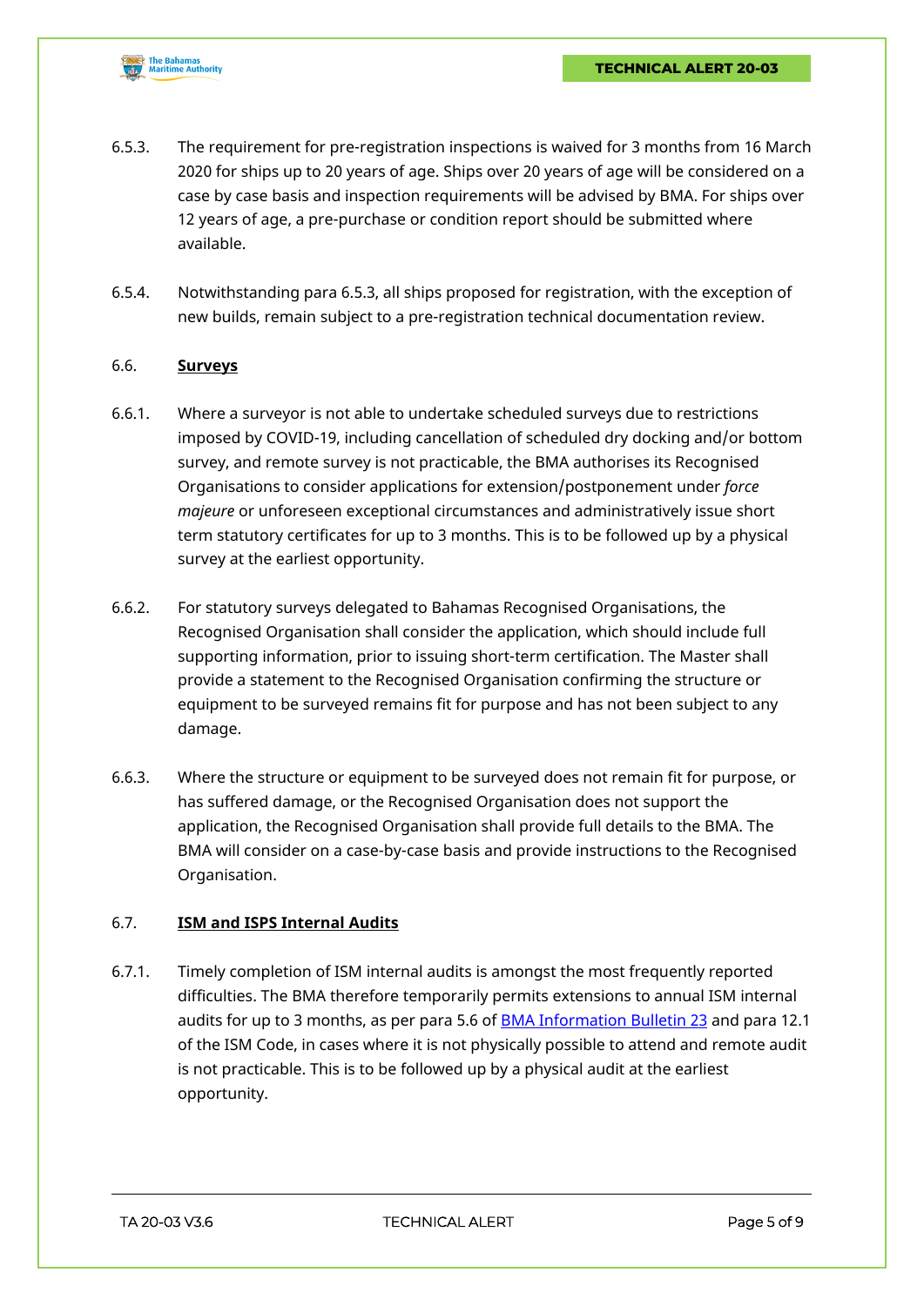6.5.3. The requirement for pre-registration inspections is waived for 3 months from 16 March 2020 for ships up to 20 years of age. Ships over 20 years of age will be considered on a case by case basis and inspection requirements will be advised by BMA. For ships over 12 years of age, a pre-purchase or condition report should be submitted where available.

6.5.4. Notwithstanding para 6.5.3, all ships proposed for registration, with the exception of new builds, remain subject to a pre-registration technical documentation review.

### 6.6. **Surveys**

6.6.1. Where a surveyor is not able to undertake scheduled surveys due to restrictions imposed by COVID-19, including cancellation of scheduled dry docking and/or bottom survey, and remote survey is not practicable, the BMA authorises its Recognised Organisations to consider applications for extension/postponement under *force majeure* or unforeseen exceptional circumstances and administratively issue short term statutory certificates for up to 3 months. This is to be followed up by a physical survey at the earliest opportunity.

6.6.2. For statutory surveys delegated to Bahamas Recognised Organisations, the Recognised Organisation shall consider the application, which should include full supporting information, prior to issuing short-term certification. The Master shall provide a statement to the Recognised Organisation confirming the structure or equipment to be surveyed remains fit for purpose and has not been subject to any damage.

6.6.3. Where the structure or equipment to be surveyed does not remain fit for purpose, or has suffered damage, or the Recognised Organisation does not support the application, the Recognised Organisation shall provide full details to the BMA. The BMA will consider on a case-by-case basis and provide instructions to the Recognised Organisation.

### 6.7. **ISM and ISPS Internal Audits**

6.7.1. Timely completion of ISM internal audits is amongst the most frequently reported difficulties. The BMA therefore temporarily permits extensions to annual ISM internal audits for up to 3 months, as per para 5.6 of BMA Information Bulletin 23 and para 12.1 of the ISM Code, in cases where it is not physically possible to attend and remote audit is not practicable. This is to be followed up by a physical audit at the earliest opportunity.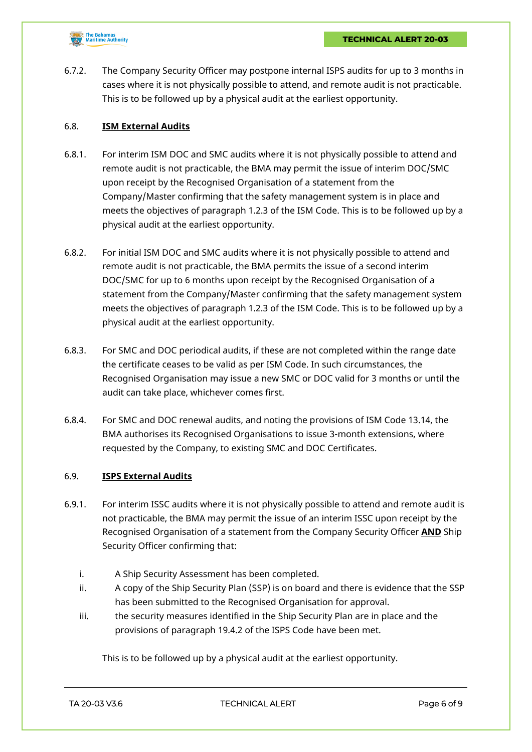6.7.2. The Company Security Officer may postpone internal ISPS audits for up to 3 months in cases where it is not physically possible to attend, and remote audit is not practicable. This is to be followed up by a physical audit at the earliest opportunity.

## 6.8. ISM External Audits

6.8.1. For interim ISM DOC and SMC audits where it is not physically possible to attend and remote audit is not practicable, the BMA may permit the issue of interim DOC/SMC upon receipt by the Recognised Organisation of a statement from the Company/Master confirming that the safety management system is in place and meets the objectives of paragraph 1.2.3 of the ISM Code. This is to be followed up by a physical audit at the earliest opportunity.

6.8.2. For initial ISM DOC and SMC audits where it is not physically possible to attend and remote audit is not practicable, the BMA permits the issue of a second interim DOC/SMC for up to 6 months upon receipt by the Recognised Organisation of a statement from the Company/Master confirming that the safety management system meets the objectives of paragraph 1.2.3 of the ISM Code. This is to be followed up by a physical audit at the earliest opportunity.

6.8.3. For SMC and DOC periodical audits, if these are not completed within the range date the certificate ceases to be valid as per ISM Code. In such circumstances, the Recognised Organisation may issue a new SMC or DOC valid for 3 months or until the audit can take place, whichever comes first.

6.8.4. For SMC and DOC renewal audits, and noting the provisions of ISM Code 13.14, the BMA authorises its Recognised Organisations to issue 3-month extensions, where requested by the Company, to existing SMC and DOC Certificates.

## 6.9. ISPS External Audits

6.9.1. For interim ISSC audits where it is not physically possible to attend and remote audit is not practicable, the BMA may permit the issue of an interim ISSC upon receipt by the Recognised Organisation of a statement from the Company Security Officer **AND** Ship Security Officer confirming that:

i. A Ship Security Assessment has been completed.
ii. A copy of the Ship Security Plan (SSP) is on board and there is evidence that the SSP has been submitted to the Recognised Organisation for approval.
iii. the security measures identified in the Ship Security Plan are in place and the provisions of paragraph 19.4.2 of the ISPS Code have been met.

This is to be followed up by a physical audit at the earliest opportunity.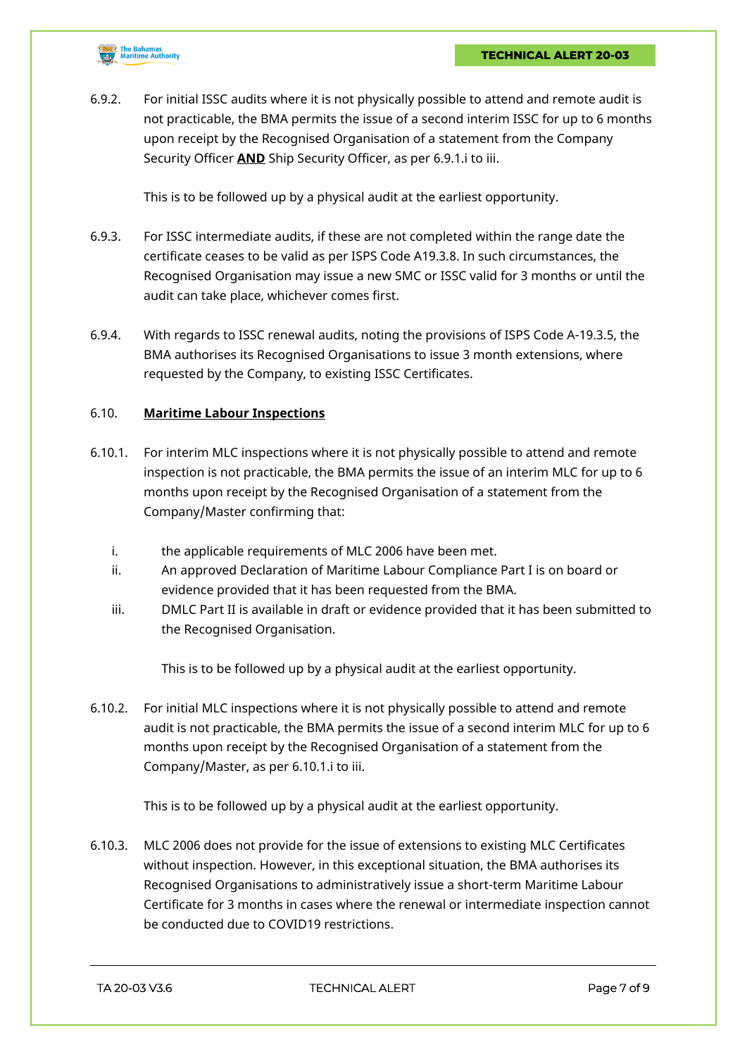6.9.2. For initial ISSC audits where it is not physically possible to attend and remote audit is not practicable, the BMA permits the issue of a second interim ISSC for up to 6 months upon receipt by the Recognised Organisation of a statement from the Company Security Officer **AND** Ship Security Officer, as per 6.9.1.i to iii.

This is to be followed up by a physical audit at the earliest opportunity.

6.9.3. For ISSC intermediate audits, if these are not completed within the range date the certificate ceases to be valid as per ISPS Code A19.3.8. In such circumstances, the Recognised Organisation may issue a new SMC or ISSC valid for 3 months or until the audit can take place, whichever comes first.

6.9.4. With regards to ISSC renewal audits, noting the provisions of ISPS Code A-19.3.5, the BMA authorises its Recognised Organisations to issue 3 month extensions, where requested by the Company, to existing ISSC Certificates.

## 6.10. Maritime Labour Inspections

6.10.1. For interim MLC inspections where it is not physically possible to attend and remote inspection is not practicable, the BMA permits the issue of an interim MLC for up to 6 months upon receipt by the Recognised Organisation of a statement from the Company/Master confirming that:

i. the applicable requirements of MLC 2006 have been met.
ii. An approved Declaration of Maritime Labour Compliance Part I is on board or evidence provided that it has been requested from the BMA.
iii. DMLC Part II is available in draft or evidence provided that it has been submitted to the Recognised Organisation.

This is to be followed up by a physical audit at the earliest opportunity.

6.10.2. For initial MLC inspections where it is not physically possible to attend and remote audit is not practicable, the BMA permits the issue of a second interim MLC for up to 6 months upon receipt by the Recognised Organisation of a statement from the Company/Master, as per 6.10.1.i to iii.

This is to be followed up by a physical audit at the earliest opportunity.

6.10.3. MLC 2006 does not provide for the issue of extensions to existing MLC Certificates without inspection. However, in this exceptional situation, the BMA authorises its Recognised Organisations to administratively issue a short-term Maritime Labour Certificate for 3 months in cases where the renewal or intermediate inspection cannot be conducted due to COVID19 restrictions.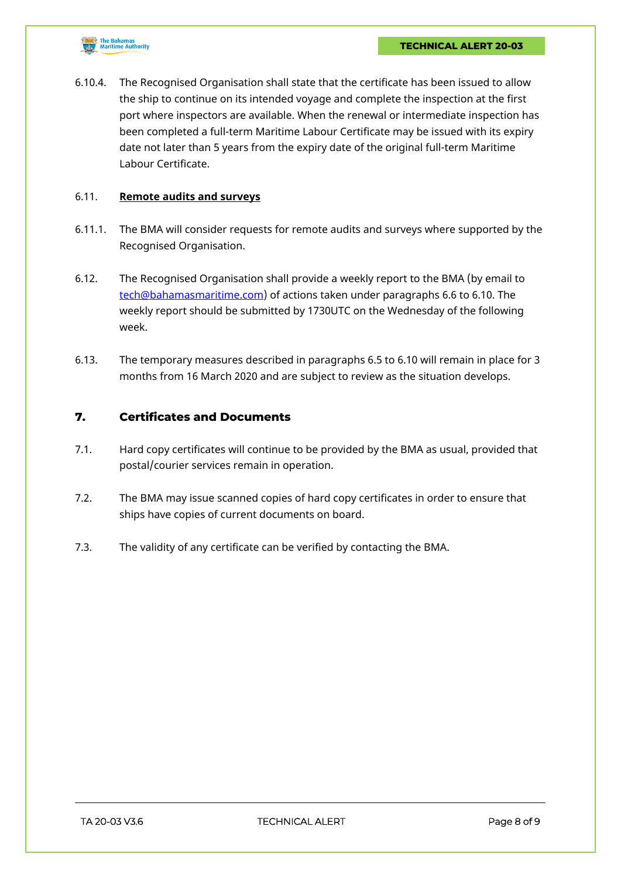6.10.4. The Recognised Organisation shall state that the certificate has been issued to allow the ship to continue on its intended voyage and complete the inspection at the first port where inspectors are available. When the renewal or intermediate inspection has been completed a full-term Maritime Labour Certificate may be issued with its expiry date not later than 5 years from the expiry date of the original full-term Maritime Labour Certificate.

6.11. **Remote audits and surveys**

6.11.1. The BMA will consider requests for remote audits and surveys where supported by the Recognised Organisation.

6.12. The Recognised Organisation shall provide a weekly report to the BMA (by email to tech@bahamasmaritime.com) of actions taken under paragraphs 6.6 to 6.10. The weekly report should be submitted by 1730UTC on the Wednesday of the following week.

6.13. The temporary measures described in paragraphs 6.5 to 6.10 will remain in place for 3 months from 16 March 2020 and are subject to review as the situation develops.

## 7. Certificates and Documents

7.1. Hard copy certificates will continue to be provided by the BMA as usual, provided that postal/courier services remain in operation.

7.2. The BMA may issue scanned copies of hard copy certificates in order to ensure that ships have copies of current documents on board.

7.3. The validity of any certificate can be verified by contacting the BMA.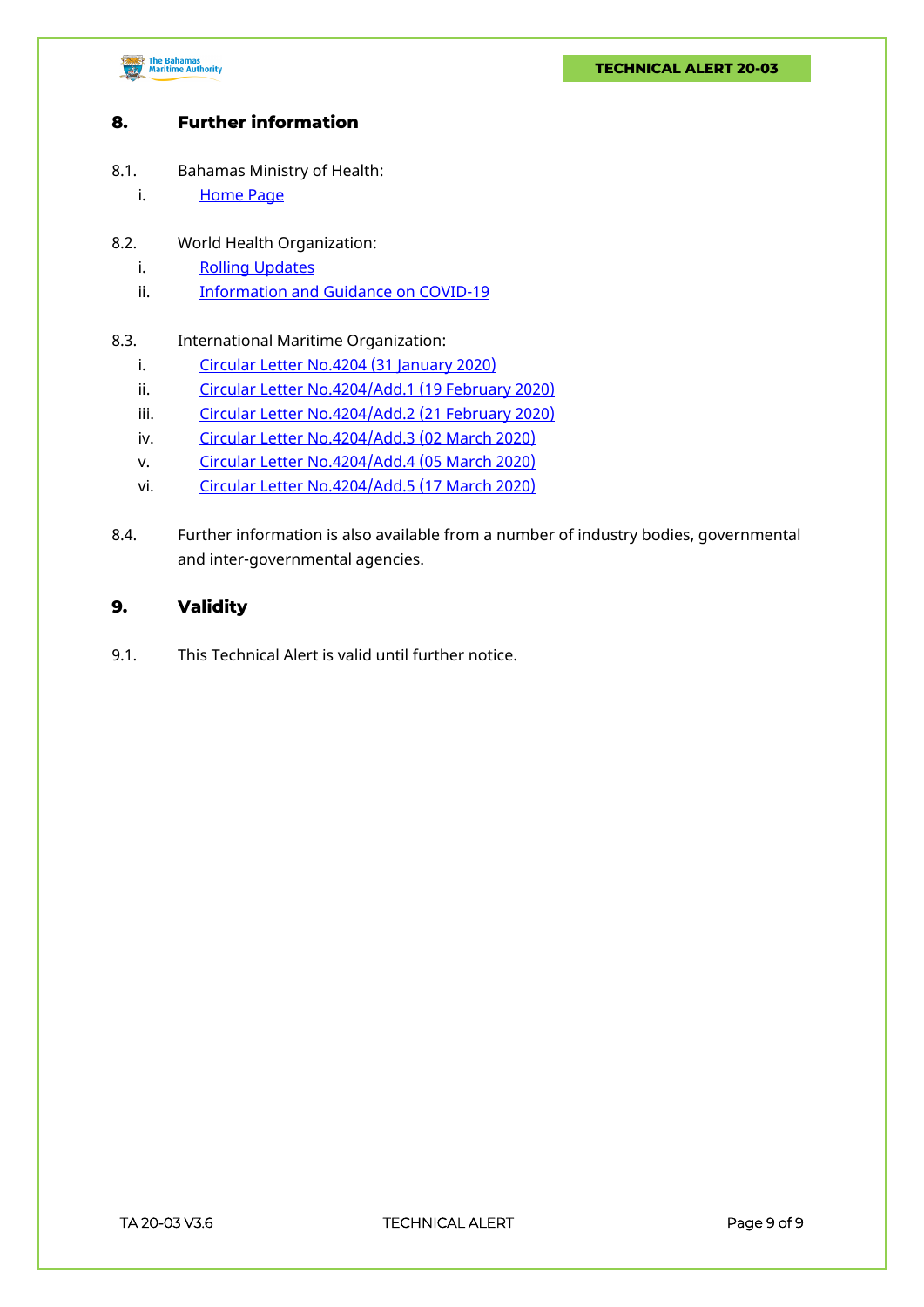## 8. Further information

8.1. Bahamas Ministry of Health:

i. Home Page

8.2. World Health Organization:

i. Rolling Updates

ii. Information and Guidance on COVID-19

8.3. International Maritime Organization:

i. Circular Letter No.4204 (31 January 2020)

ii. Circular Letter No.4204/Add.1 (19 February 2020)

iii. Circular Letter No.4204/Add.2 (21 February 2020)

iv. Circular Letter No.4204/Add.3 (02 March 2020)

v. Circular Letter No.4204/Add.4 (05 March 2020)

vi. Circular Letter No.4204/Add.5 (17 March 2020)

8.4. Further information is also available from a number of industry bodies, governmental and inter-governmental agencies.

## 9. Validity

9.1. This Technical Alert is valid until further notice.